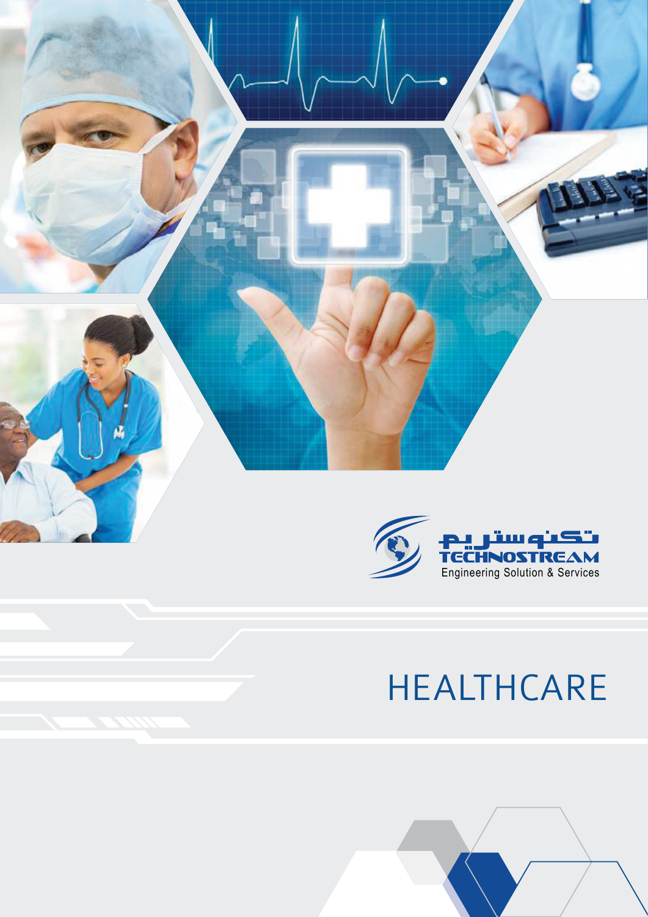تكنوستريم
TECHNOSTREAM
Engineering Solution & Services

# HEALTHCARE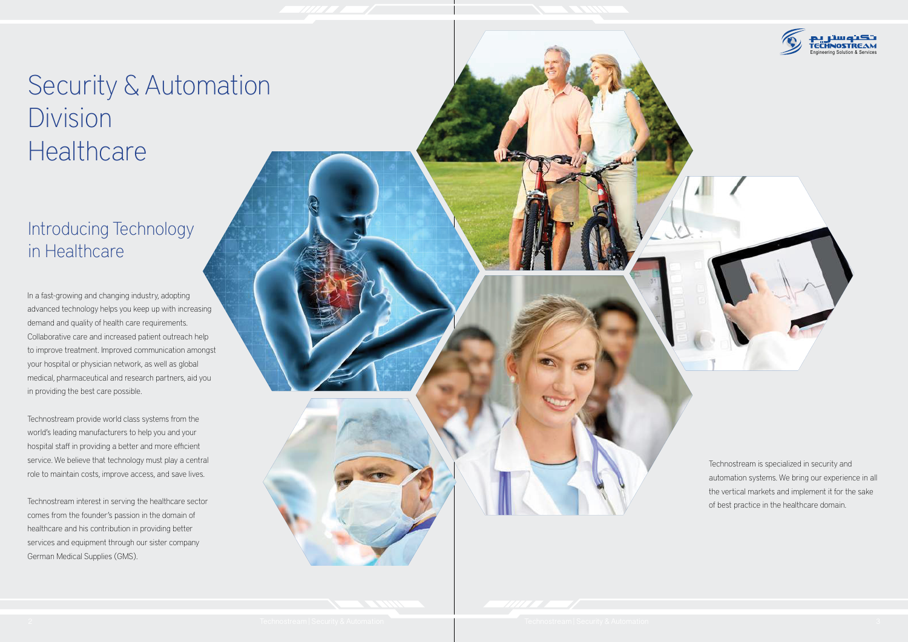# Security & Automation Division Healthcare

## Introducing Technology in Healthcare

In a fast-growing and changing industry, adopting advanced technology helps you keep up with increasing demand and quality of health care requirements. Collaborative care and increased patient outreach help to improve treatment. Improved communication amongst your hospital or physician network, as well as global medical, pharmaceutical and research partners, aid you in providing the best care possible.

Technostream provide world class systems from the world's leading manufacturers to help you and your hospital staff in providing a better and more efficient service. We believe that technology must play a central role to maintain costs, improve access, and save lives.

Technostream interest in serving the healthcare sector comes from the founder's passion in the domain of healthcare and his contribution in providing better services and equipment through our sister company German Medical Supplies (GMS).

Technostream is specialized in security and automation systems. We bring our experience in all the vertical markets and implement it for the sake of best practice in the healthcare domain.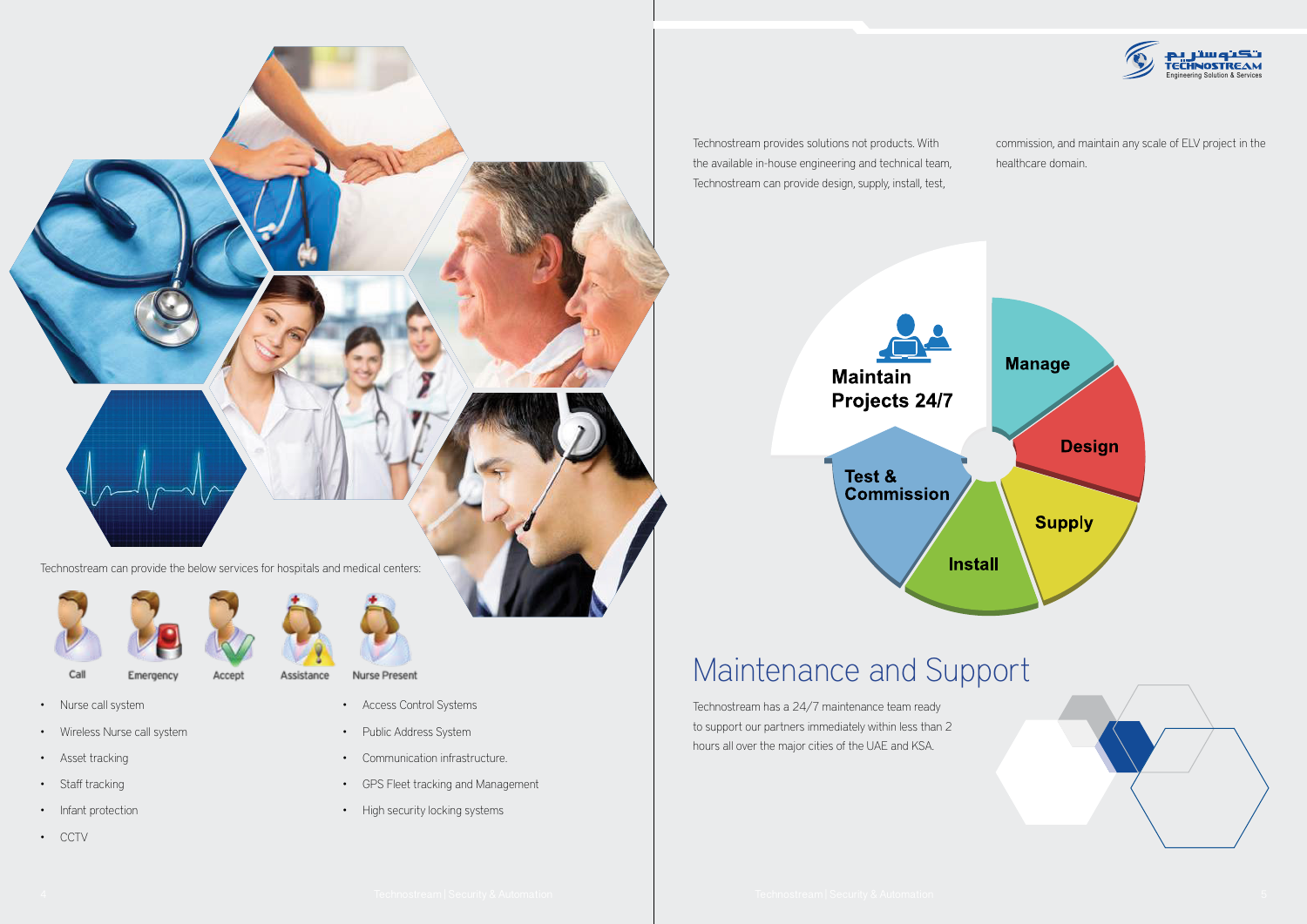Technostream can provide the below services for hospitals and medical centers:

Call | Emergency | Accept | Assistance | Nurse Present

- Nurse call system
- Wireless Nurse call system
- Asset tracking
- Staff tracking
- Infant protection
- CCTV
- Access Control Systems
- Public Address System
- Communication infrastructure.
- GPS Fleet tracking and Management
- High security locking systems

Technostream provides solutions not products. With the available in-house engineering and technical team, Technostream can provide design, supply, install, test, commission, and maintain any scale of ELV project in the healthcare domain.

Maintain Projects 24/7

Manage

Design

Supply

Install

Test & Commission

# Maintenance and Support

Technostream has a 24/7 maintenance team ready to support our partners immediately within less than 2 hours all over the major cities of the UAE and KSA.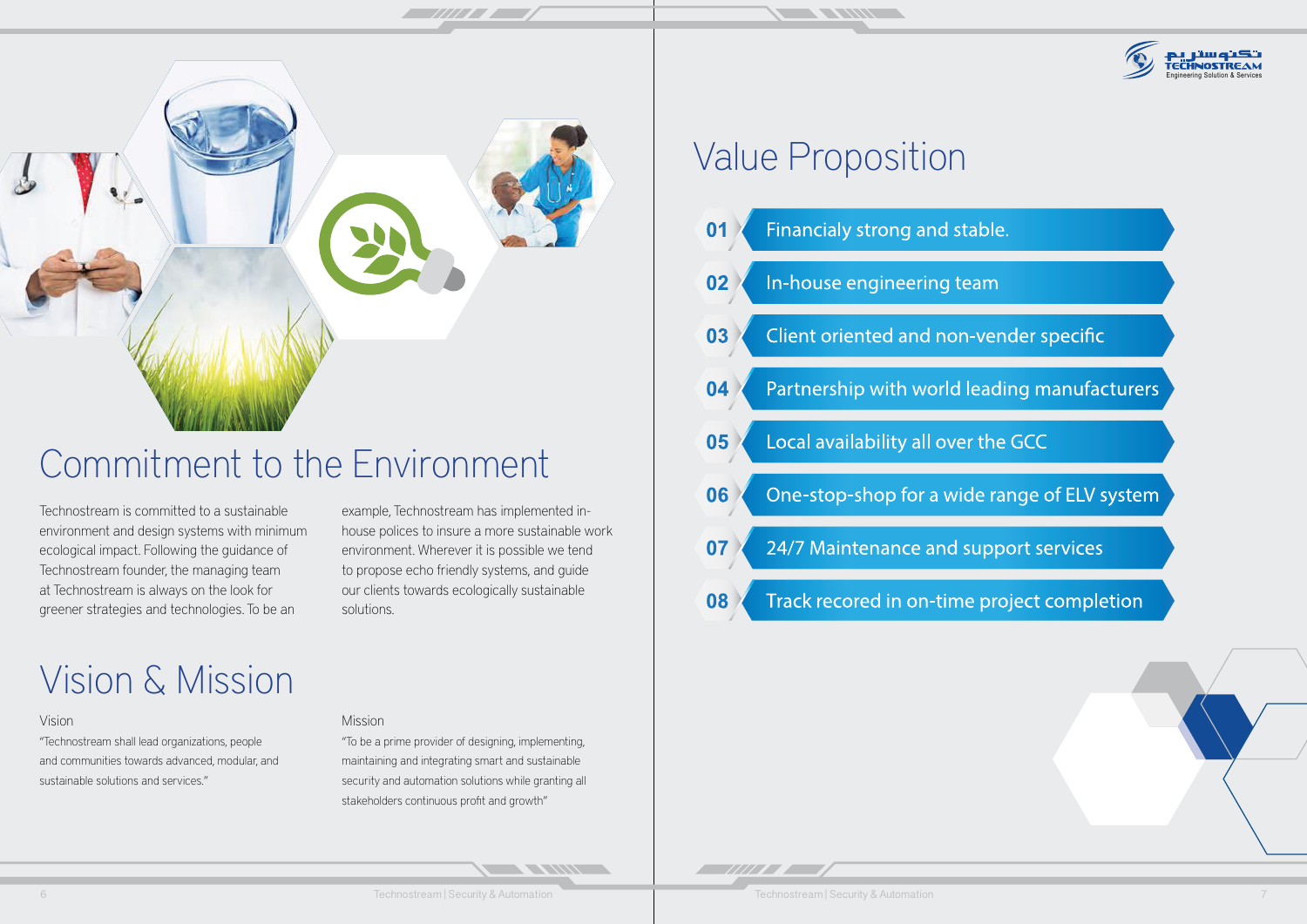# Commitment to the Environment

Technostream is committed to a sustainable environment and design systems with minimum ecological impact. Following the guidance of Technostream founder, the managing team at Technostream is always on the look for greener strategies and technologies. To be an example, Technostream has implemented in-house polices to insure a more sustainable work environment. Wherever it is possible we tend to propose echo friendly systems, and guide our clients towards ecologically sustainable solutions.

# Vision & Mission

### Vision

"Technostream shall lead organizations, people and communities towards advanced, modular, and sustainable solutions and services."

### Mission

"To be a prime provider of designing, implementing, maintaining and integrating smart and sustainable security and automation solutions while granting all stakeholders continuous profit and growth"

# Value Proposition

- **01** Financialy strong and stable.
- **02** In-house engineering team
- **03** Client oriented and non-vender specific
- **04** Partnership with world leading manufacturers
- **05** Local availability all over the GCC
- **06** One-stop-shop for a wide range of ELV system
- **07** 24/7 Maintenance and support services
- **08** Track recored in on-time project completion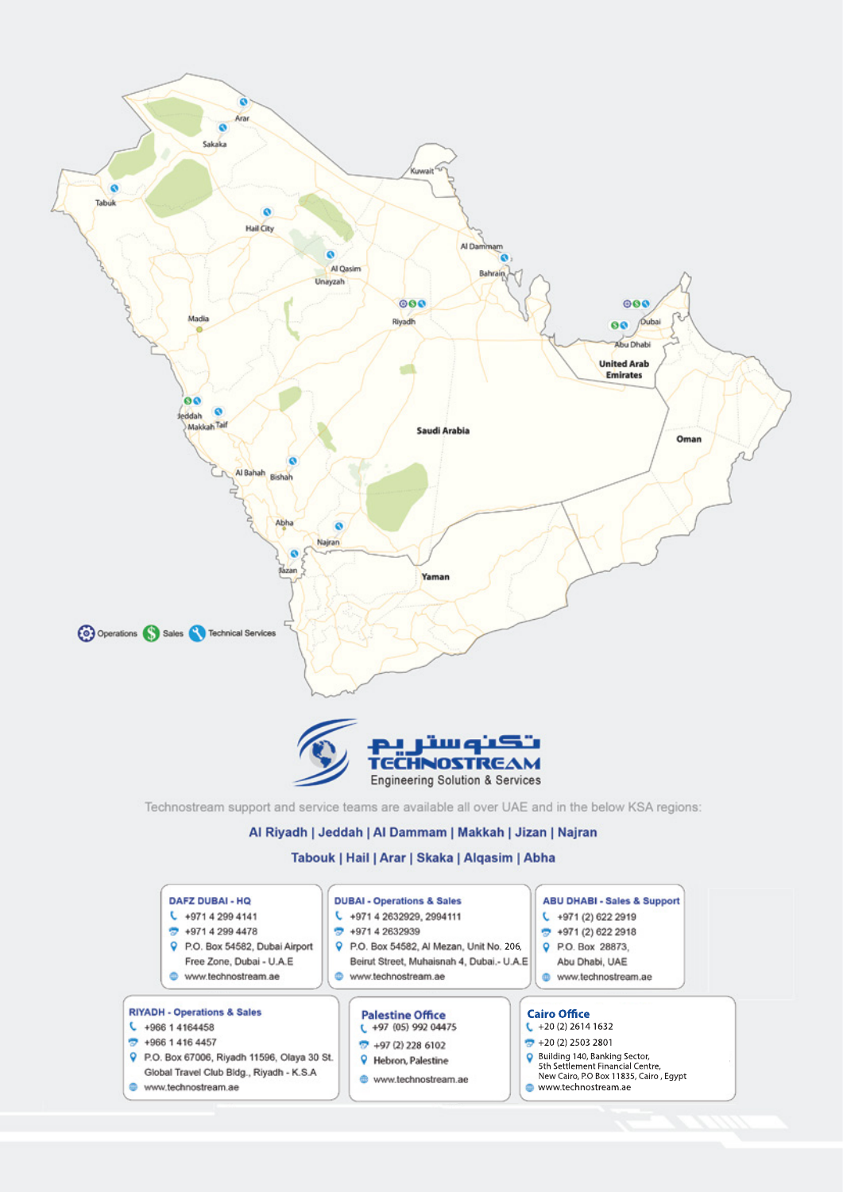Arar

Sakaka

Tabuk

Kuwait

Hail City

Al Dammam

Al Qasim

Unayzah

Bahrain

Riyadh

Dubai

Abu Dhabi

United Arab Emirates

Madia

Jeddah

Makkah

Taif

Saudi Arabia

Oman

Al Bahah

Bishah

Abha

Najran

Jazan

Yaman

Operations Sales Technical Services

تكنوستريم

TECHNOSTREAM

Engineering Solution & Services

Technostream support and service teams are available all over UAE and in the below KSA regions:

**Al Riyadh | Jeddah | Al Dammam | Makkah | Jizan | Najran**

**Tabouk | Hail | Arar | Skaka | Alqasim | Abha**

**DAFZ DUBAI - HQ**
+971 4 299 4141
+971 4 299 4478
P.O. Box 54582, Dubai Airport Free Zone, Dubai - U.A.E
www.technostream.ae

**DUBAI - Operations & Sales**
+971 4 2632929, 2994111
+971 4 2632939
P.O. Box 54582, Al Mezan, Unit No. 206, Beirut Street, Muhaisnah 4, Dubai.- U.A.E
www.technostream.ae

**ABU DHABI - Sales & Support**
+971 (2) 622 2919
+971 (2) 622 2918
P.O. Box 28873, Abu Dhabi, UAE
www.technostream.ae

**RIYADH - Operations & Sales**
+966 1 4164458
+966 1 416 4457
P.O. Box 67006, Riyadh 11596, Olaya 30 St. Global Travel Club Bldg., Riyadh - K.S.A
www.technostream.ae

**Palestine Office**
+97 (05) 992 04475
+97 (2) 228 6102
Hebron, Palestine
www.technostream.ae

**Cairo Office**
+20 (2) 2614 1632
+20 (2) 2503 2801
Building 140, Banking Sector, 5th Settlement Financial Centre, New Cairo, P.O Box 11835, Cairo, Egypt
www.technostream.ae